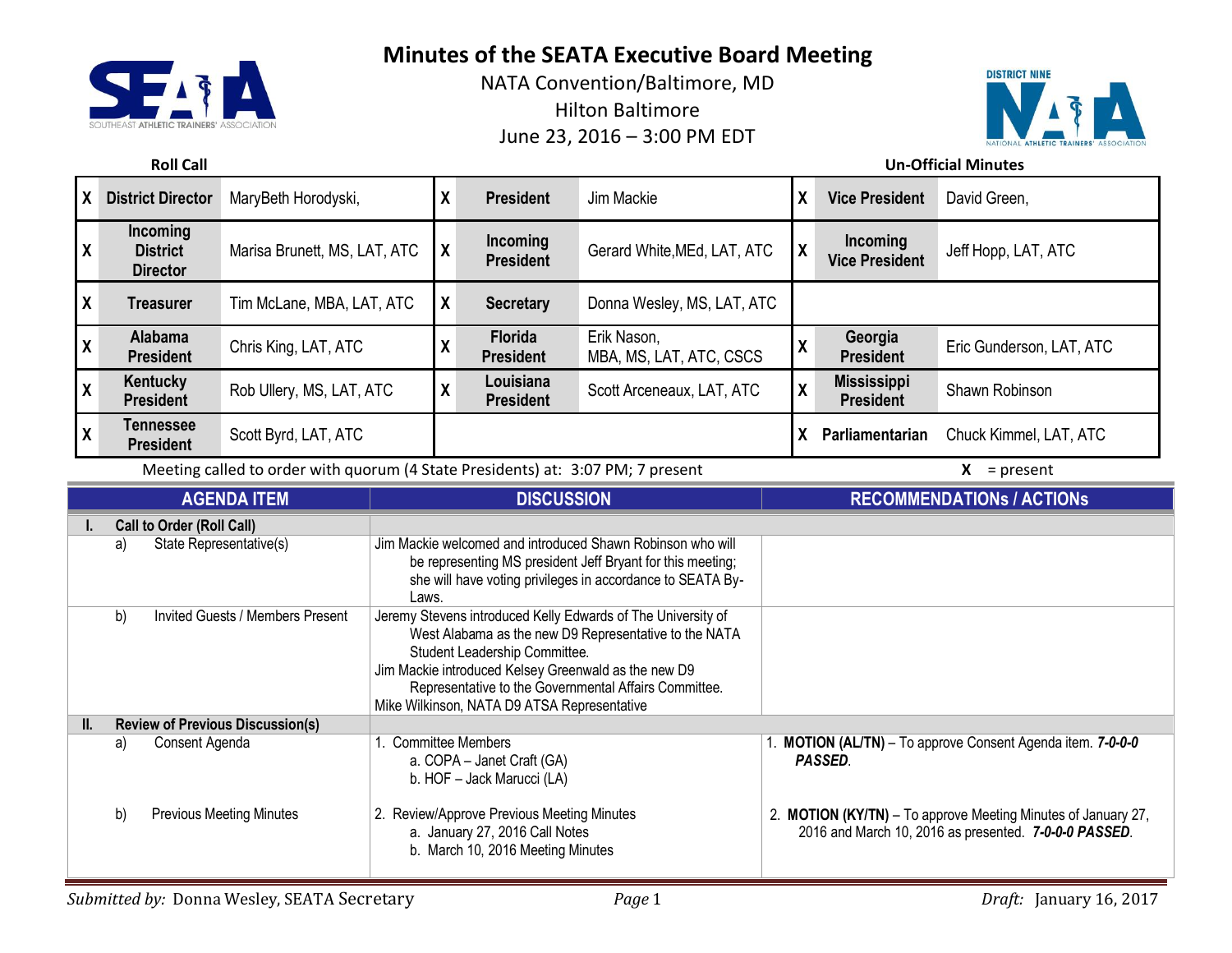# Minutes of the SEATA Executive Board Meeting

NATA Convention/Baltimore, MD

Hilton Baltimore

June 23, 2016 – 3:00 PM EDT

**Roll Call** **Un-Official Minutes**

| | | | | | | | | |
|---|---|---|---|---|---|---|---|---|
| X | **District Director** | MaryBeth Horodyski, | X | **President** | Jim Mackie | X | **Vice President** | David Green, |
| X | **Incoming District Director** | Marisa Brunett, MS, LAT, ATC | X | **Incoming President** | Gerard White,MEd, LAT, ATC | X | **Incoming Vice President** | Jeff Hopp, LAT, ATC |
| X | **Treasurer** | Tim McLane, MBA, LAT, ATC | X | **Secretary** | Donna Wesley, MS, LAT, ATC | | | |
| X | **Alabama President** | Chris King, LAT, ATC | X | **Florida President** | Erik Nason, MBA, MS, LAT, ATC, CSCS | X | **Georgia President** | Eric Gunderson, LAT, ATC |
| X | **Kentucky President** | Rob Ullery, MS, LAT, ATC | X | **Louisiana President** | Scott Arceneaux, LAT, ATC | X | **Mississippi President** | Shawn Robinson |
| X | **Tennessee President** | Scott Byrd, LAT, ATC | | | | X | **Parliamentarian** | Chuck Kimmel, LAT, ATC |

Meeting called to order with quorum (4 State Presidents) at: 3:07 PM; 7 present **X** = present

| AGENDA ITEM | DISCUSSION | RECOMMENDATIONs / ACTIONs |
|---|---|---|
| **I. Call to Order (Roll Call)** | | |
| a) State Representative(s) | Jim Mackie welcomed and introduced Shawn Robinson who will be representing MS president Jeff Bryant for this meeting; she will have voting privileges in accordance to SEATA By-Laws. | |
| b) Invited Guests / Members Present | Jeremy Stevens introduced Kelly Edwards of The University of West Alabama as the new D9 Representative to the NATA Student Leadership Committee.<br>Jim Mackie introduced Kelsey Greenwald as the new D9 Representative to the Governmental Affairs Committee.<br>Mike Wilkinson, NATA D9 ATSA Representative | |
| **II. Review of Previous Discussion(s)** | | |
| a) Consent Agenda | 1. Committee Members<br>a. COPA – Janet Craft (GA)<br>b. HOF – Jack Marucci (LA) | 1. **MOTION (AL/TN)** – To approve Consent Agenda item. ***7-0-0-0 PASSED***. |
| b) Previous Meeting Minutes | 2. Review/Approve Previous Meeting Minutes<br>a. January 27, 2016 Call Notes<br>b. March 10, 2016 Meeting Minutes | 2. **MOTION (KY/TN)** – To approve Meeting Minutes of January 27, 2016 and March 10, 2016 as presented. ***7-0-0-0 PASSED***. |

*Submitted by:* Donna Wesley, SEATA Secretary *Draft:* January 16, 2017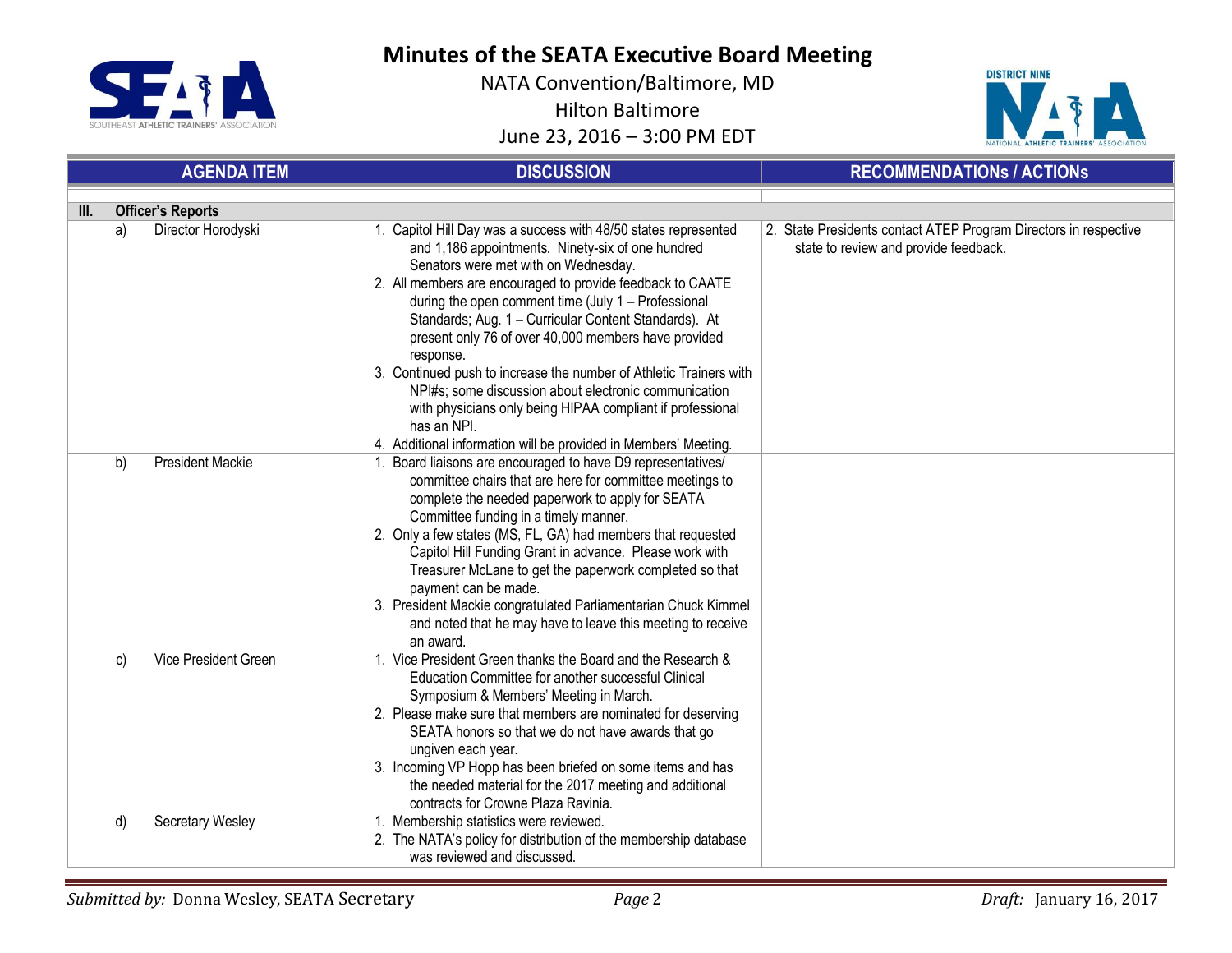# Minutes of the SEATA Executive Board Meeting

NATA Convention/Baltimore, MD

Hilton Baltimore

June 23, 2016 – 3:00 PM EDT

| AGENDA ITEM | DISCUSSION | RECOMMENDATIONs / ACTIONs |
|---|---|---|
| **III. Officer's Reports** | | |
| a) Director Horodyski | 1. Capitol Hill Day was a success with 48/50 states represented and 1,186 appointments. Ninety-six of one hundred Senators were met with on Wednesday.<br>2. All members are encouraged to provide feedback to CAATE during the open comment time (July 1 – Professional Standards; Aug. 1 – Curricular Content Standards). At present only 76 of over 40,000 members have provided response.<br>3. Continued push to increase the number of Athletic Trainers with NPI#s; some discussion about electronic communication with physicians only being HIPAA compliant if professional has an NPI.<br>4. Additional information will be provided in Members' Meeting. | 2. State Presidents contact ATEP Program Directors in respective state to review and provide feedback. |
| b) President Mackie | 1. Board liaisons are encouraged to have D9 representatives/ committee chairs that are here for committee meetings to complete the needed paperwork to apply for SEATA Committee funding in a timely manner.<br>2. Only a few states (MS, FL, GA) had members that requested Capitol Hill Funding Grant in advance. Please work with Treasurer McLane to get the paperwork completed so that payment can be made.<br>3. President Mackie congratulated Parliamentarian Chuck Kimmel and noted that he may have to leave this meeting to receive an award. | |
| c) Vice President Green | 1. Vice President Green thanks the Board and the Research & Education Committee for another successful Clinical Symposium & Members' Meeting in March.<br>2. Please make sure that members are nominated for deserving SEATA honors so that we do not have awards that go ungiven each year.<br>3. Incoming VP Hopp has been briefed on some items and has the needed material for the 2017 meeting and additional contracts for Crowne Plaza Ravinia. | |
| d) Secretary Wesley | 1. Membership statistics were reviewed.<br>2. The NATA's policy for distribution of the membership database was reviewed and discussed. | |

*Submitted by:* Donna Wesley, SEATA Secretary — *Draft:* January 16, 2017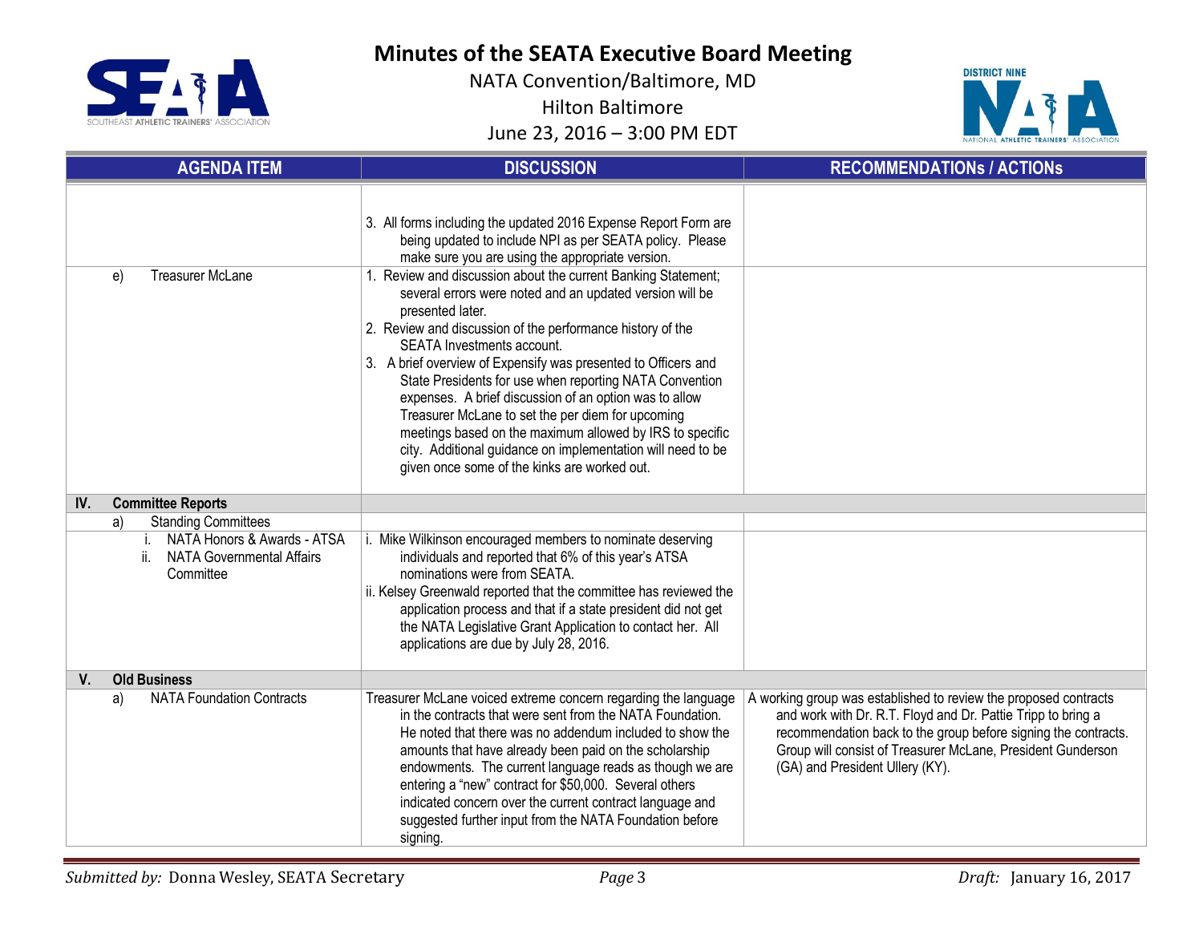# Minutes of the SEATA Executive Board Meeting

NATA Convention/Baltimore, MD

Hilton Baltimore

June 23, 2016 – 3:00 PM EDT

| AGENDA ITEM | DISCUSSION | RECOMMENDATIONs / ACTIONs |
|---|---|---|
| | 3. All forms including the updated 2016 Expense Report Form are being updated to include NPI as per SEATA policy. Please make sure you are using the appropriate version. | |
| e) Treasurer McLane | 1. Review and discussion about the current Banking Statement; several errors were noted and an updated version will be presented later.<br>2. Review and discussion of the performance history of the SEATA Investments account.<br>3. A brief overview of Expensify was presented to Officers and State Presidents for use when reporting NATA Convention expenses. A brief discussion of an option was to allow Treasurer McLane to set the per diem for upcoming meetings based on the maximum allowed by IRS to specific city. Additional guidance on implementation will need to be given once some of the kinks are worked out. | |
| **IV. Committee Reports** | | |
| a) Standing Committees | | |
| i. NATA Honors & Awards - ATSA<br>ii. NATA Governmental Affairs Committee | i. Mike Wilkinson encouraged members to nominate deserving individuals and reported that 6% of this year's ATSA nominations were from SEATA.<br>ii. Kelsey Greenwald reported that the committee has reviewed the application process and that if a state president did not get the NATA Legislative Grant Application to contact her. All applications are due by July 28, 2016. | |
| **V. Old Business** | | |
| a) NATA Foundation Contracts | Treasurer McLane voiced extreme concern regarding the language in the contracts that were sent from the NATA Foundation. He noted that there was no addendum included to show the amounts that have already been paid on the scholarship endowments. The current language reads as though we are entering a "new" contract for $50,000. Several others indicated concern over the current contract language and suggested further input from the NATA Foundation before signing. | A working group was established to review the proposed contracts and work with Dr. R.T. Floyd and Dr. Pattie Tripp to bring a recommendation back to the group before signing the contracts. Group will consist of Treasurer McLane, President Gunderson (GA) and President Ullery (KY). |

*Submitted by:* Donna Wesley, SEATA Secretary *Draft:* January 16, 2017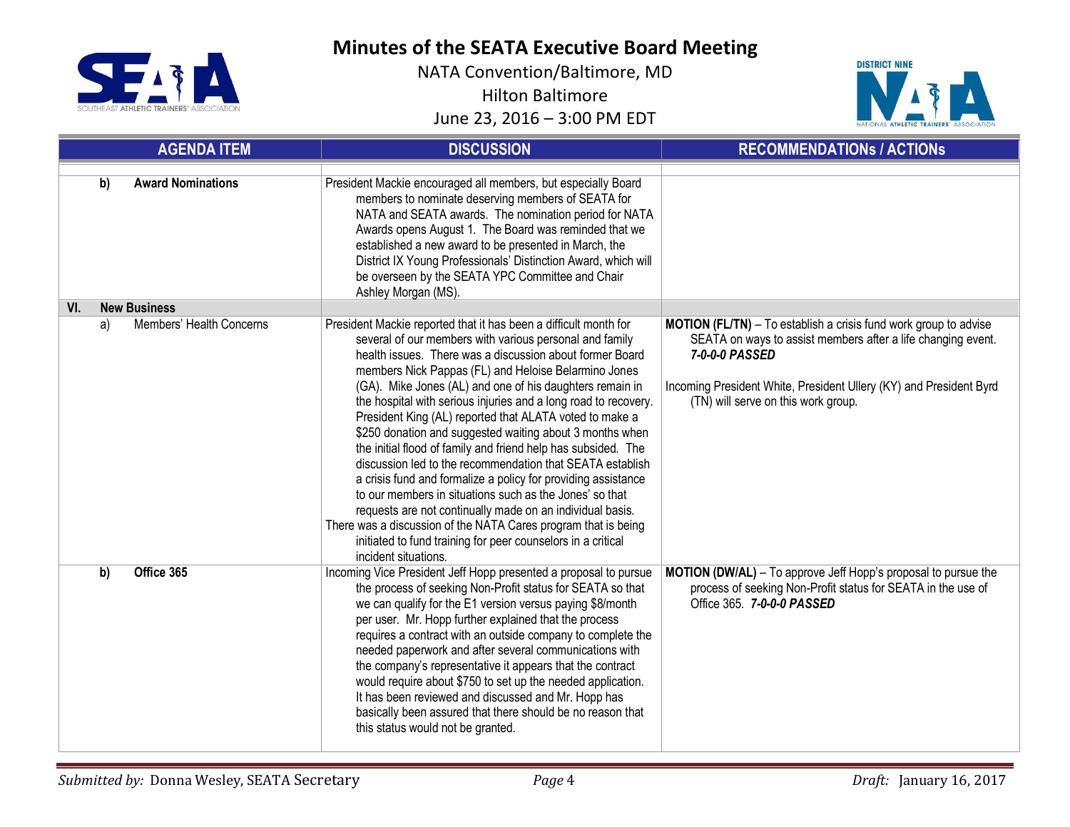# Minutes of the SEATA Executive Board Meeting

NATA Convention/Baltimore, MD
Hilton Baltimore
June 23, 2016 – 3:00 PM EDT

| AGENDA ITEM | DISCUSSION | RECOMMENDATIONs / ACTIONs |
|---|---|---|
| **b) Award Nominations** | President Mackie encouraged all members, but especially Board members to nominate deserving members of SEATA for NATA and SEATA awards. The nomination period for NATA Awards opens August 1. The Board was reminded that we established a new award to be presented in March, the District IX Young Professionals' Distinction Award, which will be overseen by the SEATA YPC Committee and Chair Ashley Morgan (MS). | |
| **VI. New Business** | | |
| a) Members' Health Concerns | President Mackie reported that it has been a difficult month for several of our members with various personal and family health issues. There was a discussion about former Board members Nick Pappas (FL) and Heloise Belarmino Jones (GA). Mike Jones (AL) and one of his daughters remain in the hospital with serious injuries and a long road to recovery. President King (AL) reported that ALATA voted to make a $250 donation and suggested waiting about 3 months when the initial flood of family and friend help has subsided. The discussion led to the recommendation that SEATA establish a crisis fund and formalize a policy for providing assistance to our members in situations such as the Jones' so that requests are not continually made on an individual basis.<br>There was a discussion of the NATA Cares program that is being initiated to fund training for peer counselors in a critical incident situations. | **MOTION (FL/TN)** – To establish a crisis fund work group to advise SEATA on ways to assist members after a life changing event. ***7-0-0-0 PASSED***<br><br>Incoming President White, President Ullery (KY) and President Byrd (TN) will serve on this work group. |
| **b) Office 365** | Incoming Vice President Jeff Hopp presented a proposal to pursue the process of seeking Non-Profit status for SEATA so that we can qualify for the E1 version versus paying $8/month per user. Mr. Hopp further explained that the process requires a contract with an outside company to complete the needed paperwork and after several communications with the company's representative it appears that the contract would require about $750 to set up the needed application. It has been reviewed and discussed and Mr. Hopp has basically been assured that there should be no reason that this status would not be granted. | **MOTION (DW/AL)** – To approve Jeff Hopp's proposal to pursue the process of seeking Non-Profit status for SEATA in the use of Office 365. ***7-0-0-0 PASSED*** |

*Submitted by:* Donna Wesley, SEATA Secretary

*Draft:* January 16, 2017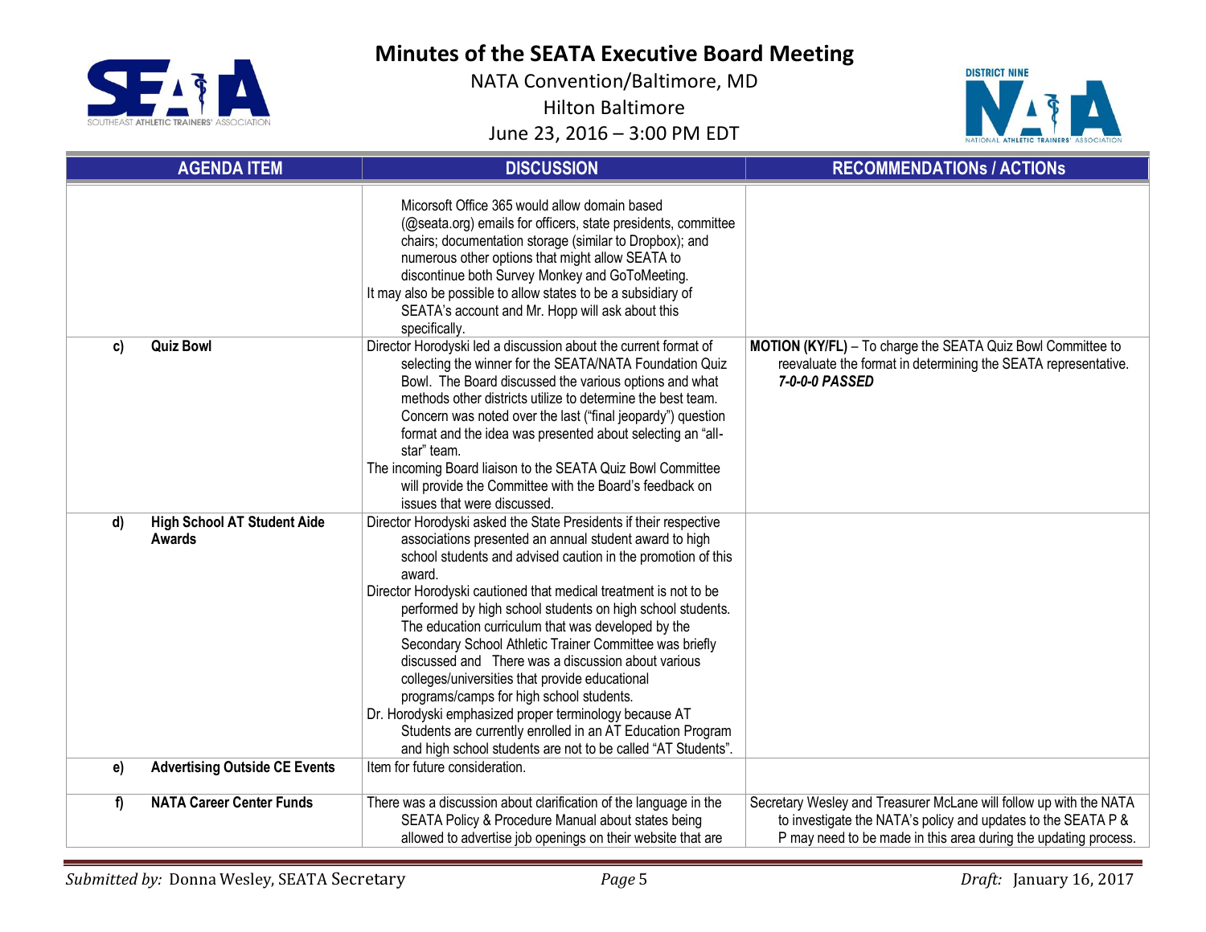| AGENDA ITEM | | DISCUSSION | RECOMMENDATIONs / ACTIONs |
|---|---|---|---|
| | | Micorsoft Office 365 would allow domain based (@seata.org) emails for officers, state presidents, committee chairs; documentation storage (similar to Dropbox); and numerous other options that might allow SEATA to discontinue both Survey Monkey and GoToMeeting.<br>It may also be possible to allow states to be a subsidiary of SEATA's account and Mr. Hopp will ask about this specifically. | |
| c) | **Quiz Bowl** | Director Horodyski led a discussion about the current format of selecting the winner for the SEATA/NATA Foundation Quiz Bowl. The Board discussed the various options and what methods other districts utilize to determine the best team. Concern was noted over the last ("final jeopardy") question format and the idea was presented about selecting an "all-star" team.<br>The incoming Board liaison to the SEATA Quiz Bowl Committee will provide the Committee with the Board's feedback on issues that were discussed. | **MOTION (KY/FL)** – To charge the SEATA Quiz Bowl Committee to reevaluate the format in determining the SEATA representative. ***7-0-0-0 PASSED*** |
| d) | **High School AT Student Aide Awards** | Director Horodyski asked the State Presidents if their respective associations presented an annual student award to high school students and advised caution in the promotion of this award.<br>Director Horodyski cautioned that medical treatment is not to be performed by high school students on high school students. The education curriculum that was developed by the Secondary School Athletic Trainer Committee was briefly discussed and There was a discussion about various colleges/universities that provide educational programs/camps for high school students.<br>Dr. Horodyski emphasized proper terminology because AT Students are currently enrolled in an AT Education Program and high school students are not to be called "AT Students". | |
| e) | **Advertising Outside CE Events** | Item for future consideration. | |
| f) | **NATA Career Center Funds** | There was a discussion about clarification of the language in the SEATA Policy & Procedure Manual about states being allowed to advertise job openings on their website that are | Secretary Wesley and Treasurer McLane will follow up with the NATA to investigate the NATA's policy and updates to the SEATA P & P may need to be made in this area during the updating process. |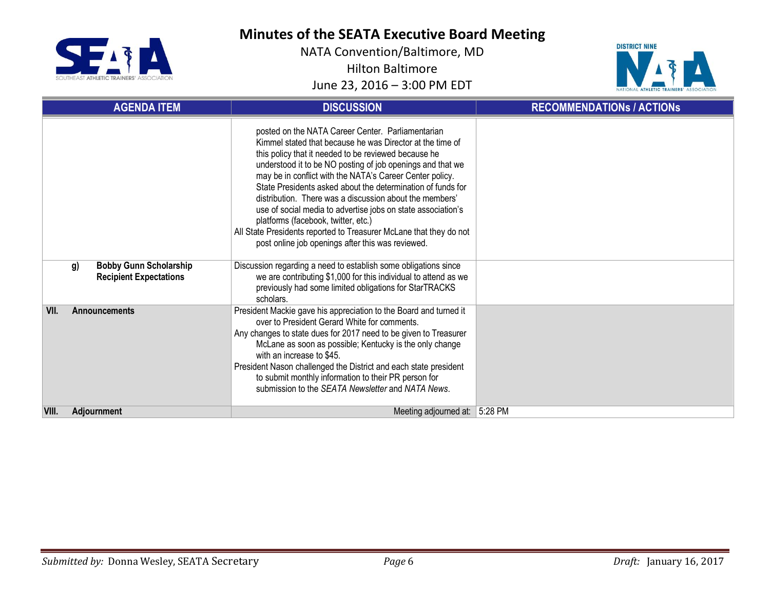| AGENDA ITEM | DISCUSSION | RECOMMENDATIONs / ACTIONs |
|---|---|---|
| | posted on the NATA Career Center. Parliamentarian Kimmel stated that because he was Director at the time of this policy that it needed to be reviewed because he understood it to be NO posting of job openings and that we may be in conflict with the NATA's Career Center policy. State Presidents asked about the determination of funds for distribution. There was a discussion about the members' use of social media to advertise jobs on state association's platforms (facebook, twitter, etc.)<br>All State Presidents reported to Treasurer McLane that they do not post online job openings after this was reviewed. | |
| **g) Bobby Gunn Scholarship Recipient Expectations** | Discussion regarding a need to establish some obligations since we are contributing $1,000 for this individual to attend as we previously had some limited obligations for StarTRACKS scholars. | |
| **VII. Announcements** | President Mackie gave his appreciation to the Board and turned it over to President Gerard White for comments.<br>Any changes to state dues for 2017 need to be given to Treasurer McLane as soon as possible; Kentucky is the only change with an increase to $45.<br>President Nason challenged the District and each state president to submit monthly information to their PR person for submission to the *SEATA Newsletter* and *NATA News*. | |
| **VIII. Adjournment** | Meeting adjourned at: | 5:28 PM |

*Submitted by:* Donna Wesley, SEATA Secretary

*Draft:* January 16, 2017